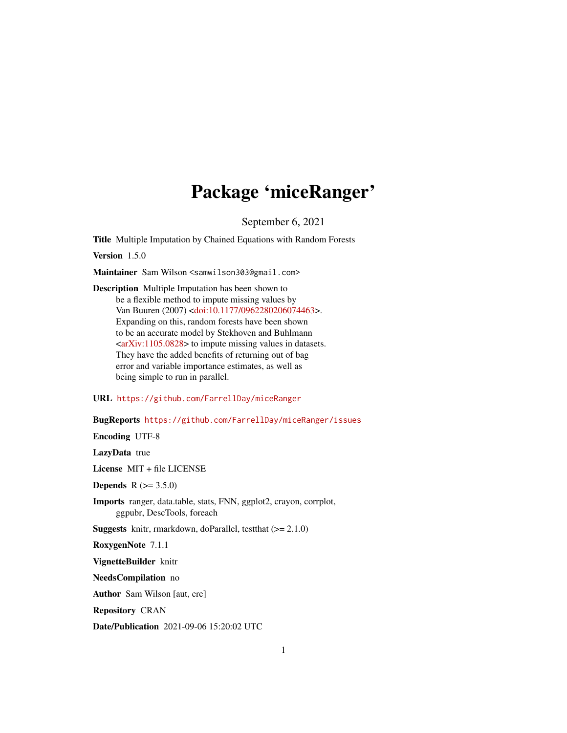# Package 'miceRanger'

September 6, 2021

**Title** Multiple Imputation by Chained Equations with Random Forests

**Version** 1.5.0

**Maintainer** Sam Wilson <samwilson303@gmail.com>

**Description** Multiple Imputation has been shown to be a flexible method to impute missing values by Van Buuren (2007) <doi:10.1177/0962280206074463>. Expanding on this, random forests have been shown to be an accurate model by Stekhoven and Buhlmann <arXiv:1105.0828> to impute missing values in datasets. They have the added benefits of returning out of bag error and variable importance estimates, as well as being simple to run in parallel.

**URL** https://github.com/FarrellDay/miceRanger

**BugReports** https://github.com/FarrellDay/miceRanger/issues

**Encoding** UTF-8

**LazyData** true

**License** MIT + file LICENSE

**Depends** R (>= 3.5.0)

**Imports** ranger, data.table, stats, FNN, ggplot2, crayon, corrplot, ggpubr, DescTools, foreach

**Suggests** knitr, rmarkdown, doParallel, testthat (>= 2.1.0)

**RoxygenNote** 7.1.1

**VignetteBuilder** knitr

**NeedsCompilation** no

**Author** Sam Wilson [aut, cre]

**Repository** CRAN

**Date/Publication** 2021-09-06 15:20:02 UTC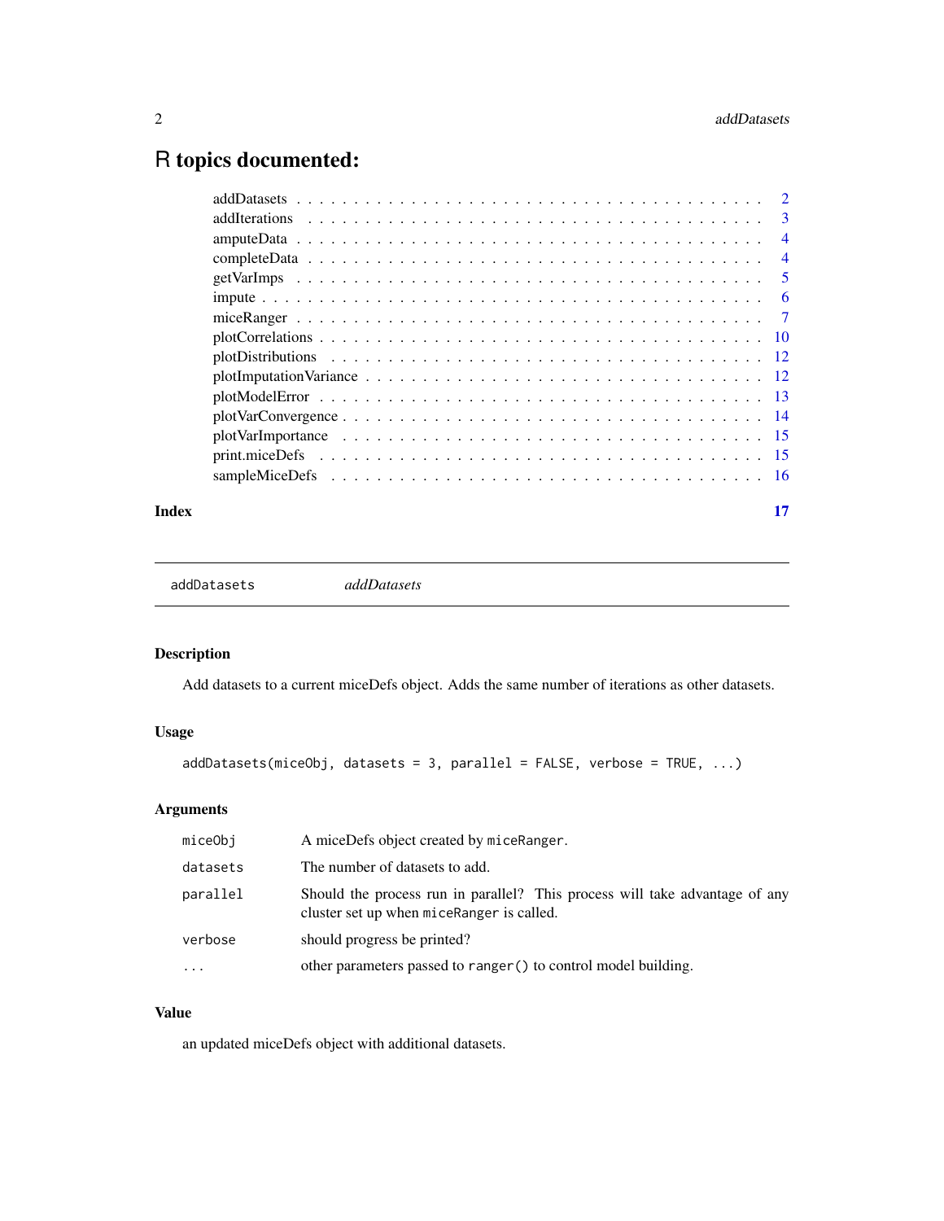# R topics documented:

| | |
|---|---|
| addDatasets | 2 |
| addIterations | 3 |
| amputeData | 4 |
| completeData | 4 |
| getVarImps | 5 |
| impute | 6 |
| miceRanger | 7 |
| plotCorrelations | 10 |
| plotDistributions | 12 |
| plotImputationVariance | 12 |
| plotModelError | 13 |
| plotVarConvergence | 14 |
| plotVarImportance | 15 |
| print.miceDefs | 15 |
| sampleMiceDefs | 16 |
| **Index** | **17** |

---

`addDatasets` *addDatasets*

---

### Description

Add datasets to a current miceDefs object. Adds the same number of iterations as other datasets.

### Usage

```
addDatasets(miceObj, datasets = 3, parallel = FALSE, verbose = TRUE, ...)
```

### Arguments

| | |
|---|---|
| `miceObj` | A miceDefs object created by `miceRanger`. |
| `datasets` | The number of datasets to add. |
| `parallel` | Should the process run in parallel? This process will take advantage of any cluster set up when `miceRanger` is called. |
| `verbose` | should progress be printed? |
| `...` | other parameters passed to `ranger()` to control model building. |

### Value

an updated miceDefs object with additional datasets.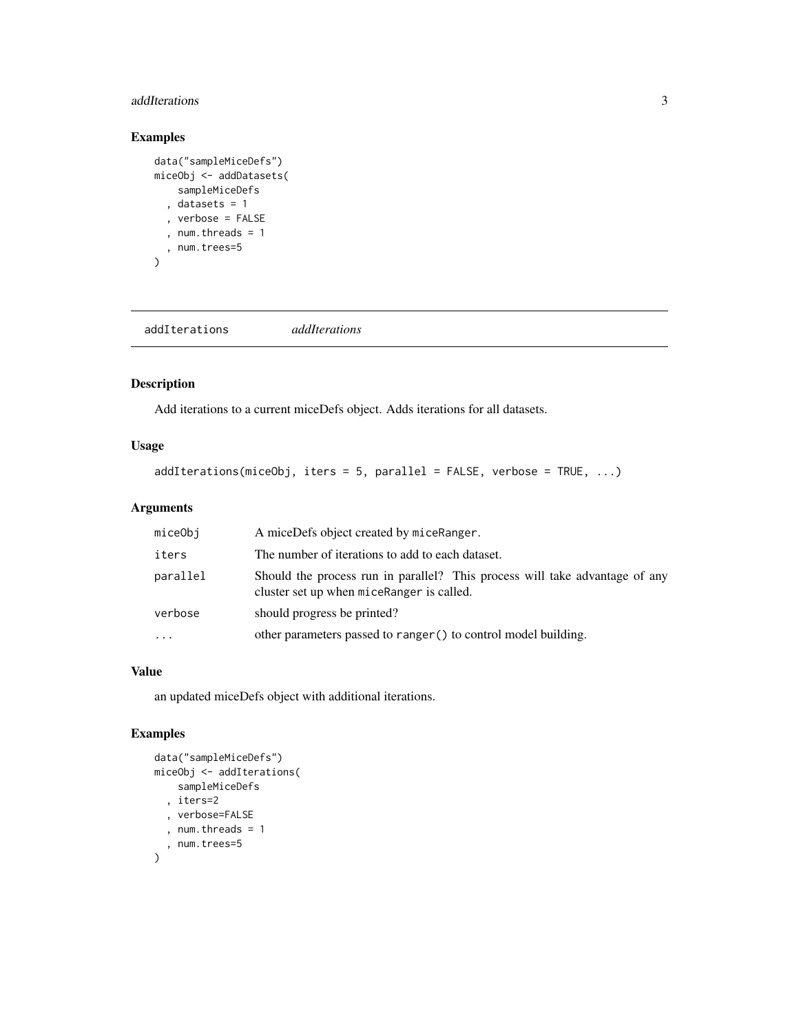### Examples

```
data("sampleMiceDefs")
miceObj <- addDatasets(
    sampleMiceDefs
  , datasets = 1
  , verbose = FALSE
  , num.threads = 1
  , num.trees=5
)
```

---

## addIterations *addIterations*

---

### Description

Add iterations to a current miceDefs object. Adds iterations for all datasets.

### Usage

```
addIterations(miceObj, iters = 5, parallel = FALSE, verbose = TRUE, ...)
```

### Arguments

| | |
|---|---|
| miceObj | A miceDefs object created by `miceRanger`. |
| iters | The number of iterations to add to each dataset. |
| parallel | Should the process run in parallel? This process will take advantage of any cluster set up when `miceRanger` is called. |
| verbose | should progress be printed? |
| ... | other parameters passed to `ranger()` to control model building. |

### Value

an updated miceDefs object with additional iterations.

### Examples

```
data("sampleMiceDefs")
miceObj <- addIterations(
    sampleMiceDefs
  , iters=2
  , verbose=FALSE
  , num.threads = 1
  , num.trees=5
)
```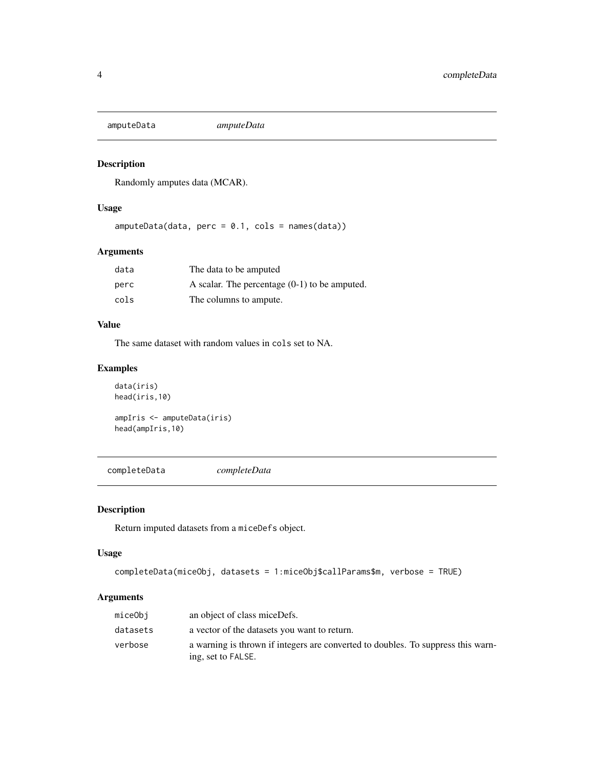## amputeData *amputeData*

### Description

Randomly amputes data (MCAR).

### Usage

```
amputeData(data, perc = 0.1, cols = names(data))
```

### Arguments

| | |
|---|---|
| data | The data to be amputed |
| perc | A scalar. The percentage (0-1) to be amputed. |
| cols | The columns to ampute. |

### Value

The same dataset with random values in `cols` set to NA.

### Examples

```
data(iris)
head(iris,10)

ampIris <- amputeData(iris)
head(ampIris,10)
```

## completeData *completeData*

### Description

Return imputed datasets from a `miceDefs` object.

### Usage

```
completeData(miceObj, datasets = 1:miceObj$callParams$m, verbose = TRUE)
```

### Arguments

| | |
|---|---|
| miceObj | an object of class miceDefs. |
| datasets | a vector of the datasets you want to return. |
| verbose | a warning is thrown if integers are converted to doubles. To suppress this warning, set to `FALSE`. |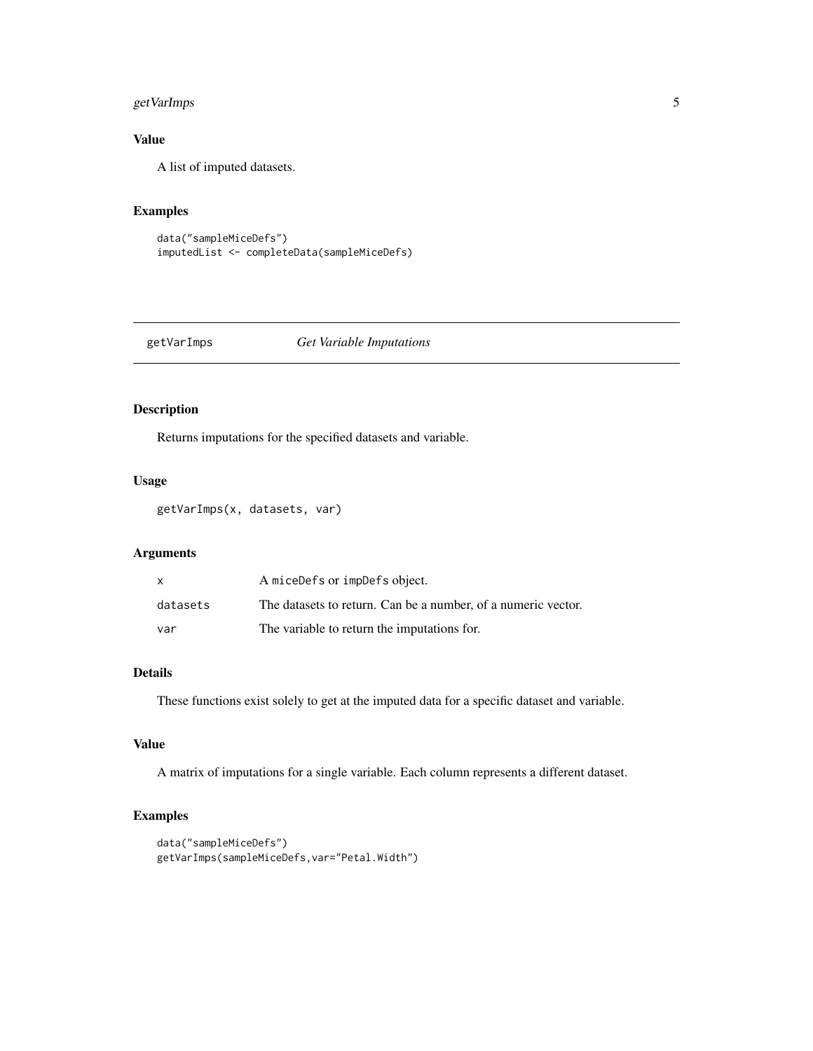### Value

A list of imputed datasets.

### Examples

```
data("sampleMiceDefs")
imputedList <- completeData(sampleMiceDefs)
```

---

## getVarImps    *Get Variable Imputations*

---

### Description

Returns imputations for the specified datasets and variable.

### Usage

```
getVarImps(x, datasets, var)
```

### Arguments

| | |
|---|---|
| `x` | A `miceDefs` or `impDefs` object. |
| `datasets` | The datasets to return. Can be a number, of a numeric vector. |
| `var` | The variable to return the imputations for. |

### Details

These functions exist solely to get at the imputed data for a specific dataset and variable.

### Value

A matrix of imputations for a single variable. Each column represents a different dataset.

### Examples

```
data("sampleMiceDefs")
getVarImps(sampleMiceDefs,var="Petal.Width")
```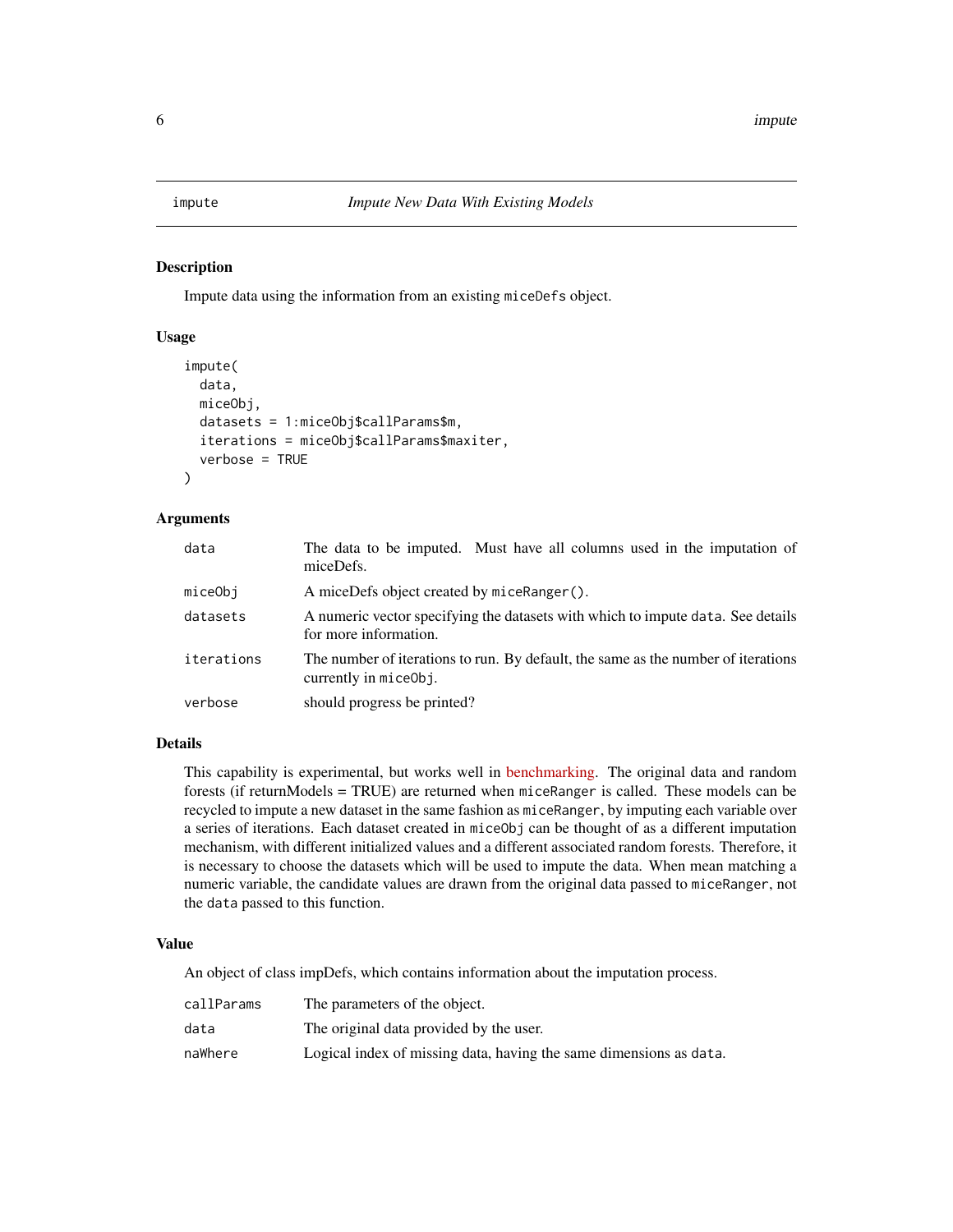impute — *Impute New Data With Existing Models*

## Description

Impute data using the information from an existing `miceDefs` object.

## Usage

```
impute(
  data,
  miceObj,
  datasets = 1:miceObj$callParams$m,
  iterations = miceObj$callParams$maxiter,
  verbose = TRUE
)
```

## Arguments

| Argument | Description |
| --- | --- |
| `data` | The data to be imputed. Must have all columns used in the imputation of miceDefs. |
| `miceObj` | A miceDefs object created by `miceRanger()`. |
| `datasets` | A numeric vector specifying the datasets with which to impute `data`. See details for more information. |
| `iterations` | The number of iterations to run. By default, the same as the number of iterations currently in `miceObj`. |
| `verbose` | should progress be printed? |

## Details

This capability is experimental, but works well in benchmarking. The original data and random forests (if returnModels = TRUE) are returned when `miceRanger` is called. These models can be recycled to impute a new dataset in the same fashion as `miceRanger`, by imputing each variable over a series of iterations. Each dataset created in `miceObj` can be thought of as a different imputation mechanism, with different initialized values and a different associated random forests. Therefore, it is necessary to choose the datasets which will be used to impute the data. When mean matching a numeric variable, the candidate values are drawn from the original data passed to `miceRanger`, not the `data` passed to this function.

## Value

An object of class impDefs, which contains information about the imputation process.

| | |
| --- | --- |
| `callParams` | The parameters of the object. |
| `data` | The original data provided by the user. |
| `naWhere` | Logical index of missing data, having the same dimensions as `data`. |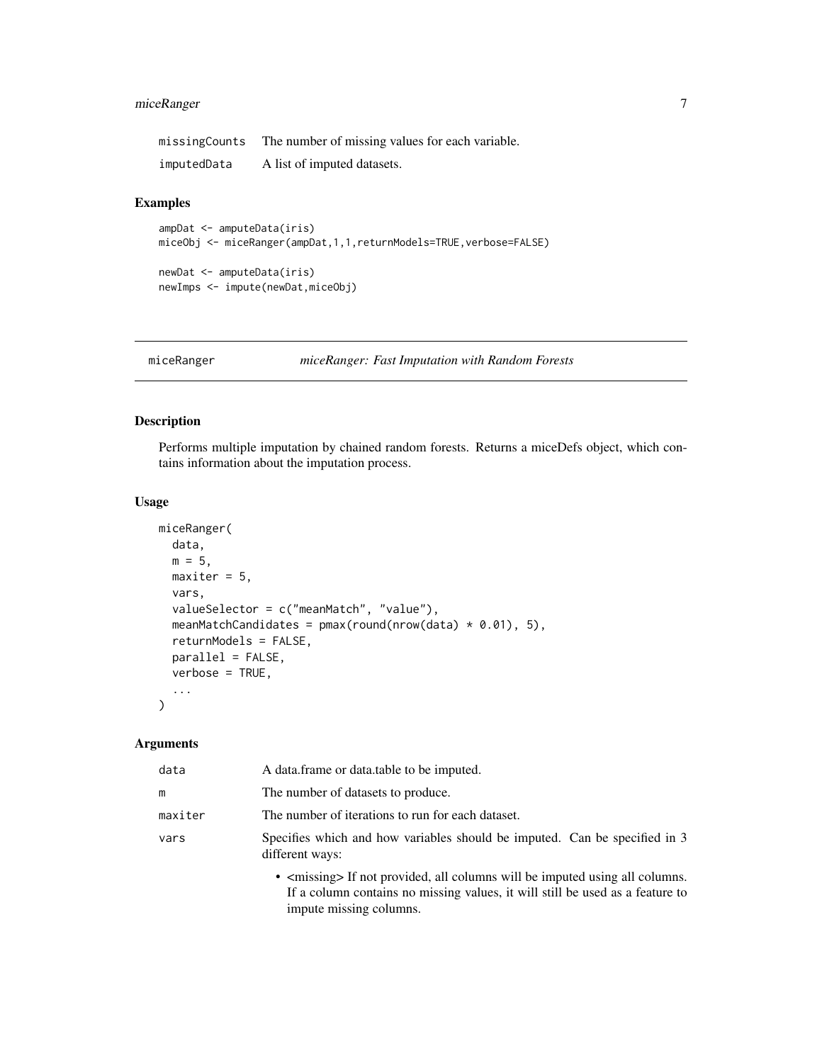| | |
|---|---|
| missingCounts | The number of missing values for each variable. |
| imputedData | A list of imputed datasets. |

### Examples

```
ampDat <- amputeData(iris)
miceObj <- miceRanger(ampDat,1,1,returnModels=TRUE,verbose=FALSE)

newDat <- amputeData(iris)
newImps <- impute(newDat,miceObj)
```

---

## miceRanger — *miceRanger: Fast Imputation with Random Forests*

---

### Description

Performs multiple imputation by chained random forests. Returns a miceDefs object, which contains information about the imputation process.

### Usage

```
miceRanger(
  data,
  m = 5,
  maxiter = 5,
  vars,
  valueSelector = c("meanMatch", "value"),
  meanMatchCandidates = pmax(round(nrow(data) * 0.01), 5),
  returnModels = FALSE,
  parallel = FALSE,
  verbose = TRUE,
  ...
)
```

### Arguments

| | |
|---|---|
| data | A data.frame or data.table to be imputed. |
| m | The number of datasets to produce. |
| maxiter | The number of iterations to run for each dataset. |
| vars | Specifies which and how variables should be imputed. Can be specified in 3 different ways:<br>• <missing> If not provided, all columns will be imputed using all columns. If a column contains no missing values, it will still be used as a feature to impute missing columns. |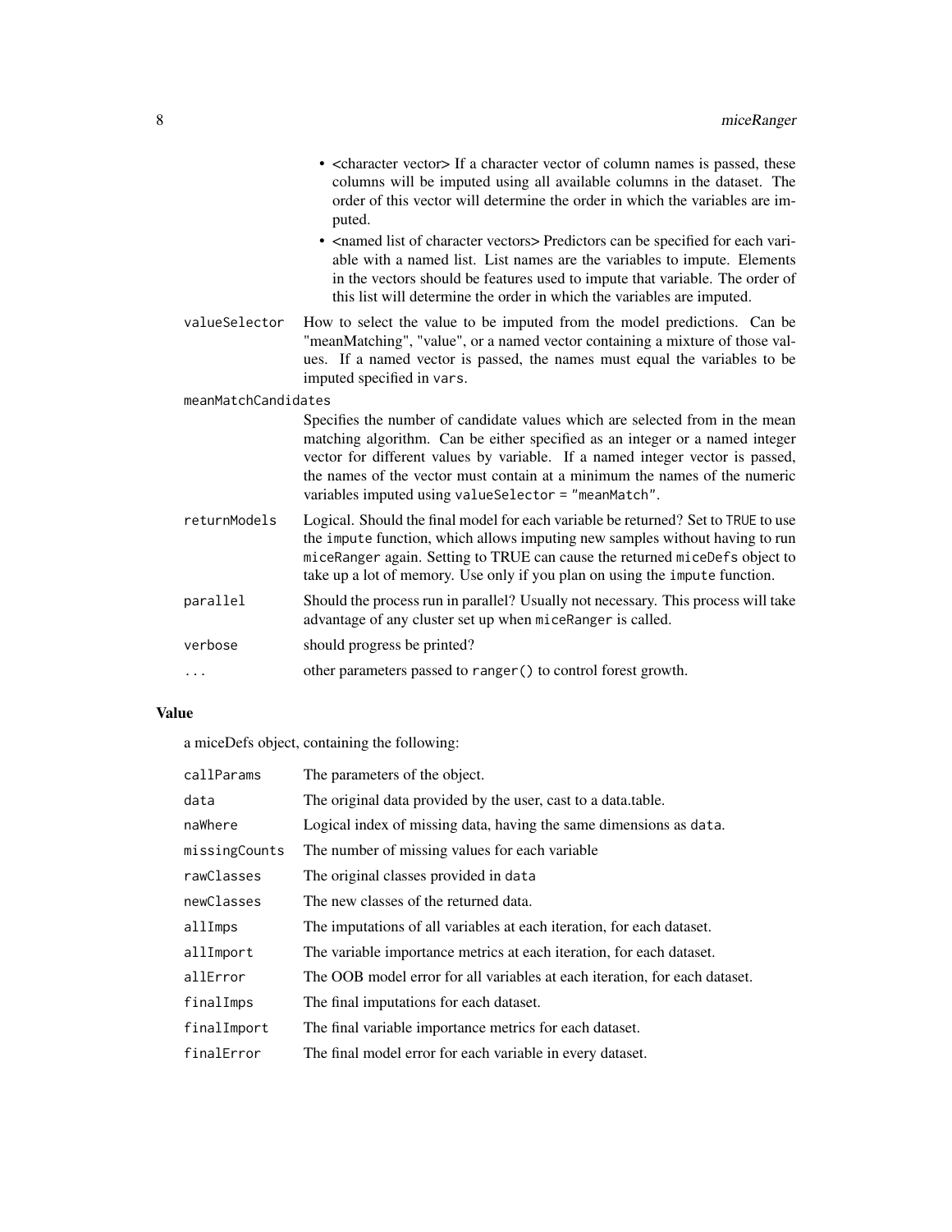- <character vector> If a character vector of column names is passed, these columns will be imputed using all available columns in the dataset. The order of this vector will determine the order in which the variables are imputed.
- <named list of character vectors> Predictors can be specified for each variable with a named list. List names are the variables to impute. Elements in the vectors should be features used to impute that variable. The order of this list will determine the order in which the variables are imputed.

`valueSelector`
: How to select the value to be imputed from the model predictions. Can be "meanMatching", "value", or a named vector containing a mixture of those values. If a named vector is passed, the names must equal the variables to be imputed specified in `vars`.

`meanMatchCandidates`
: Specifies the number of candidate values which are selected from in the mean matching algorithm. Can be either specified as an integer or a named integer vector for different values by variable. If a named integer vector is passed, the names of the vector must contain at a minimum the names of the numeric variables imputed using `valueSelector = "meanMatch"`.

`returnModels`
: Logical. Should the final model for each variable be returned? Set to `TRUE` to use the `impute` function, which allows imputing new samples without having to run `miceRanger` again. Setting to TRUE can cause the returned `miceDefs` object to take up a lot of memory. Use only if you plan on using the `impute` function.

`parallel`
: Should the process run in parallel? Usually not necessary. This process will take advantage of any cluster set up when `miceRanger` is called.

`verbose`
: should progress be printed?

`...`
: other parameters passed to `ranger()` to control forest growth.

### Value

a miceDefs object, containing the following:

| | |
|---|---|
| `callParams` | The parameters of the object. |
| `data` | The original data provided by the user, cast to a data.table. |
| `naWhere` | Logical index of missing data, having the same dimensions as `data`. |
| `missingCounts` | The number of missing values for each variable |
| `rawClasses` | The original classes provided in `data` |
| `newClasses` | The new classes of the returned data. |
| `allImps` | The imputations of all variables at each iteration, for each dataset. |
| `allImport` | The variable importance metrics at each iteration, for each dataset. |
| `allError` | The OOB model error for all variables at each iteration, for each dataset. |
| `finalImps` | The final imputations for each dataset. |
| `finalImport` | The final variable importance metrics for each dataset. |
| `finalError` | The final model error for each variable in every dataset. |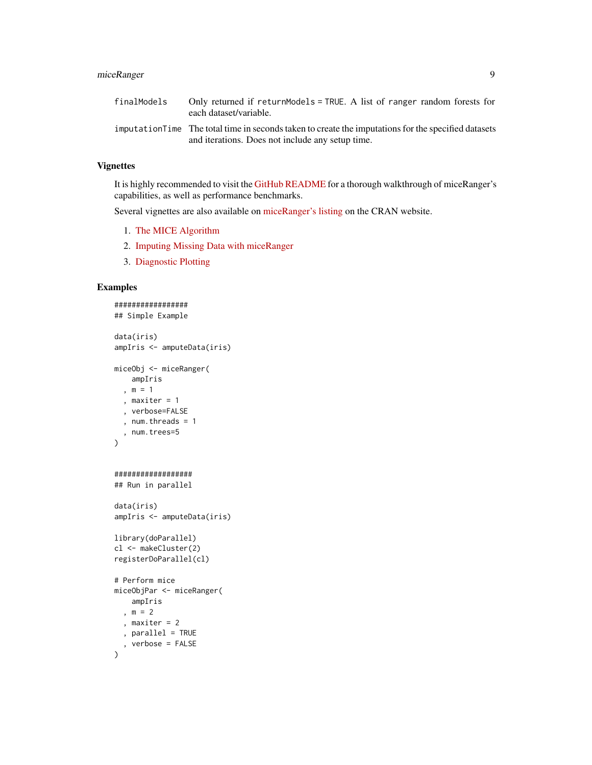| | |
|---|---|
| `finalModels` | Only returned if `returnModels = TRUE`. A list of `ranger` random forests for each dataset/variable. |
| `imputationTime` | The total time in seconds taken to create the imputations for the specified datasets and iterations. Does not include any setup time. |

## Vignettes

It is highly recommended to visit the GitHub README for a thorough walkthrough of miceRanger's capabilities, as well as performance benchmarks.

Several vignettes are also available on miceRanger's listing on the CRAN website.

1. The MICE Algorithm
2. Imputing Missing Data with miceRanger
3. Diagnostic Plotting

## Examples

```
#################
## Simple Example

data(iris)
ampIris <- amputeData(iris)

miceObj <- miceRanger(
    ampIris
  , m = 1
  , maxiter = 1
  , verbose=FALSE
  , num.threads = 1
  , num.trees=5
)


##################
## Run in parallel

data(iris)
ampIris <- amputeData(iris)

library(doParallel)
cl <- makeCluster(2)
registerDoParallel(cl)

# Perform mice
miceObjPar <- miceRanger(
    ampIris
  , m = 2
  , maxiter = 2
  , parallel = TRUE
  , verbose = FALSE
)
```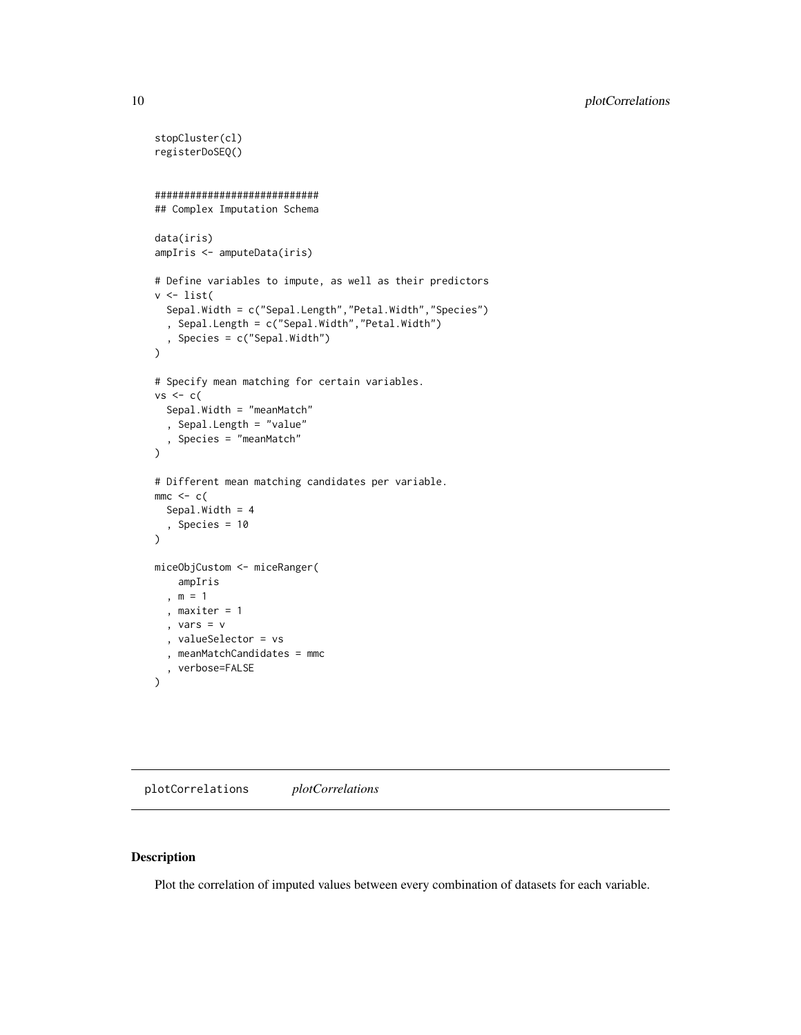```
stopCluster(cl)
registerDoSEQ()


############################
## Complex Imputation Schema

data(iris)
ampIris <- amputeData(iris)

# Define variables to impute, as well as their predictors
v <- list(
  Sepal.Width = c("Sepal.Length","Petal.Width","Species")
  , Sepal.Length = c("Sepal.Width","Petal.Width")
  , Species = c("Sepal.Width")
)

# Specify mean matching for certain variables.
vs <- c(
  Sepal.Width = "meanMatch"
  , Sepal.Length = "value"
  , Species = "meanMatch"
)

# Different mean matching candidates per variable.
mmc <- c(
  Sepal.Width = 4
  , Species = 10
)

miceObjCustom <- miceRanger(
    ampIris
  , m = 1
  , maxiter = 1
  , vars = v
  , valueSelector = vs
  , meanMatchCandidates = mmc
  , verbose=FALSE
)
```

---

## plotCorrelations *plotCorrelations*

---

### Description

Plot the correlation of imputed values between every combination of datasets for each variable.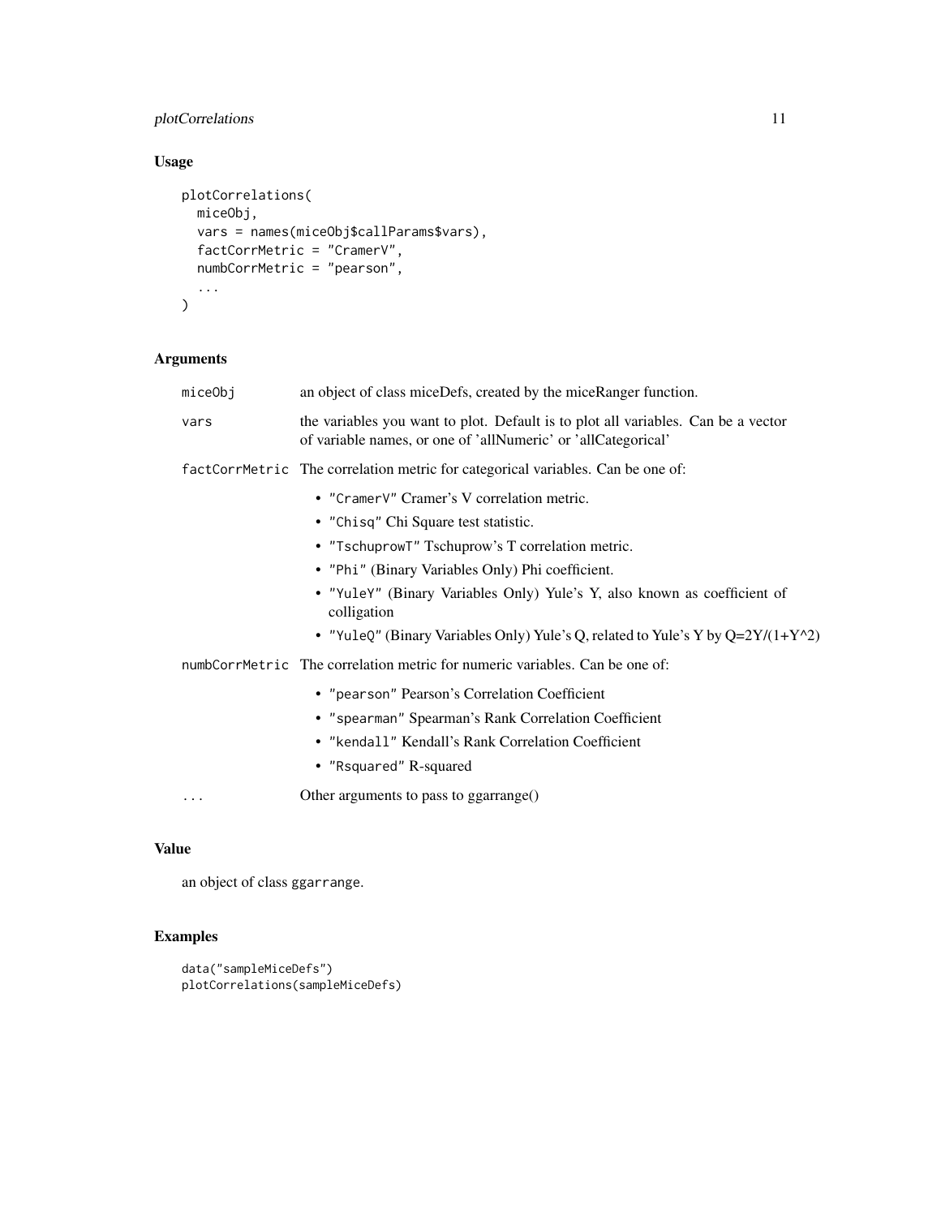## Usage

```
plotCorrelations(
  miceObj,
  vars = names(miceObj$callParams$vars),
  factCorrMetric = "CramerV",
  numbCorrMetric = "pearson",
  ...
)
```

## Arguments

| | |
|---|---|
| miceObj | an object of class miceDefs, created by the miceRanger function. |
| vars | the variables you want to plot. Default is to plot all variables. Can be a vector of variable names, or one of 'allNumeric' or 'allCategorical' |
| factCorrMetric | The correlation metric for categorical variables. Can be one of:<br>• "CramerV" Cramer's V correlation metric.<br>• "Chisq" Chi Square test statistic.<br>• "TschuprowT" Tschuprow's T correlation metric.<br>• "Phi" (Binary Variables Only) Phi coefficient.<br>• "YuleY" (Binary Variables Only) Yule's Y, also known as coefficient of colligation<br>• "YuleQ" (Binary Variables Only) Yule's Q, related to Yule's Y by Q=2Y/(1+Y^2) |
| numbCorrMetric | The correlation metric for numeric variables. Can be one of:<br>• "pearson" Pearson's Correlation Coefficient<br>• "spearman" Spearman's Rank Correlation Coefficient<br>• "kendall" Kendall's Rank Correlation Coefficient<br>• "Rsquared" R-squared |
| ... | Other arguments to pass to ggarrange() |

## Value

an object of class ggarrange.

## Examples

```
data("sampleMiceDefs")
plotCorrelations(sampleMiceDefs)
```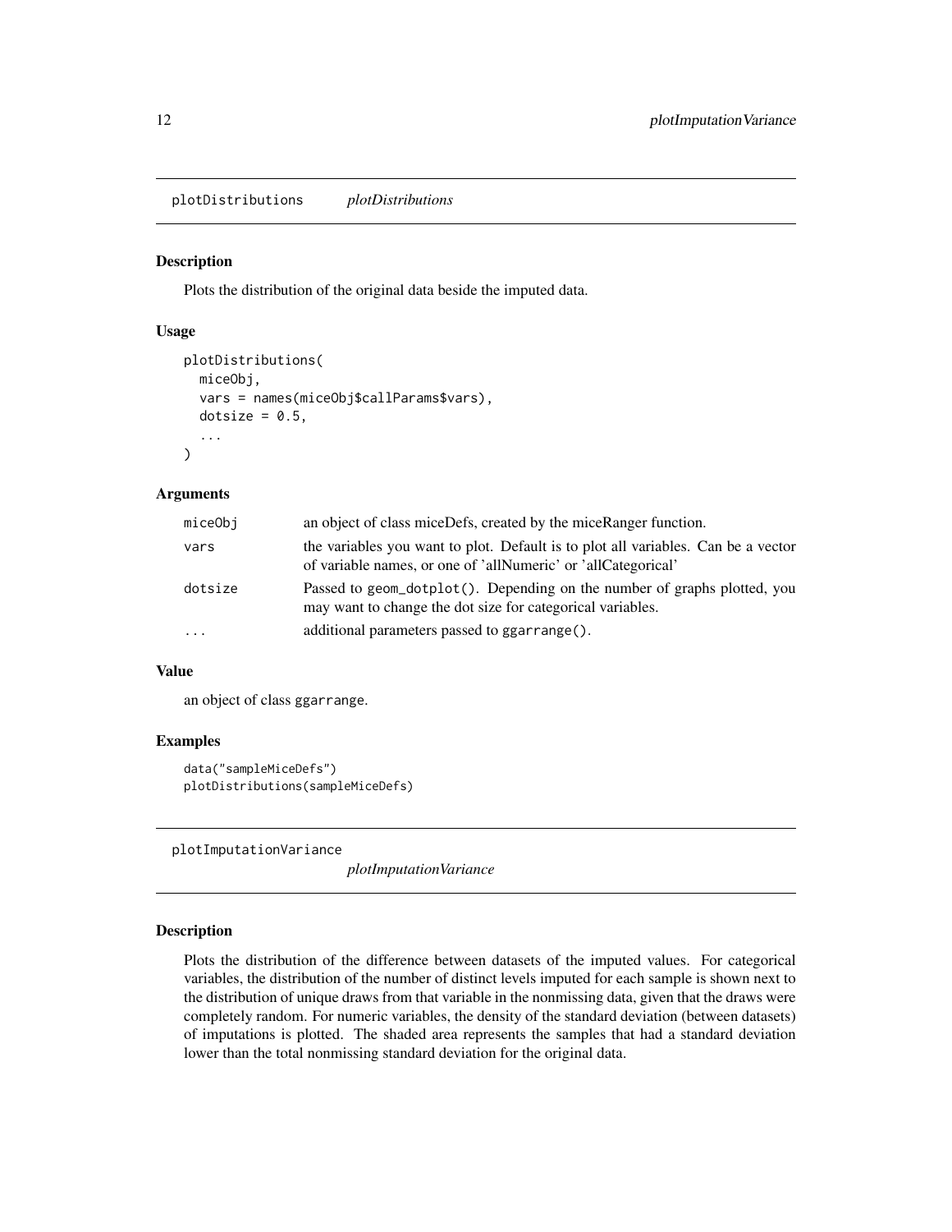## plotDistributions *plotDistributions*

### Description

Plots the distribution of the original data beside the imputed data.

### Usage

```
plotDistributions(
  miceObj,
  vars = names(miceObj$callParams$vars),
  dotsize = 0.5,
  ...
)
```

### Arguments

| | |
|---|---|
| miceObj | an object of class miceDefs, created by the miceRanger function. |
| vars | the variables you want to plot. Default is to plot all variables. Can be a vector of variable names, or one of 'allNumeric' or 'allCategorical' |
| dotsize | Passed to geom_dotplot(). Depending on the number of graphs plotted, you may want to change the dot size for categorical variables. |
| ... | additional parameters passed to ggarrange(). |

### Value

an object of class ggarrange.

### Examples

```
data("sampleMiceDefs")
plotDistributions(sampleMiceDefs)
```

## plotImputationVariance *plotImputationVariance*

### Description

Plots the distribution of the difference between datasets of the imputed values. For categorical variables, the distribution of the number of distinct levels imputed for each sample is shown next to the distribution of unique draws from that variable in the nonmissing data, given that the draws were completely random. For numeric variables, the density of the standard deviation (between datasets) of imputations is plotted. The shaded area represents the samples that had a standard deviation lower than the total nonmissing standard deviation for the original data.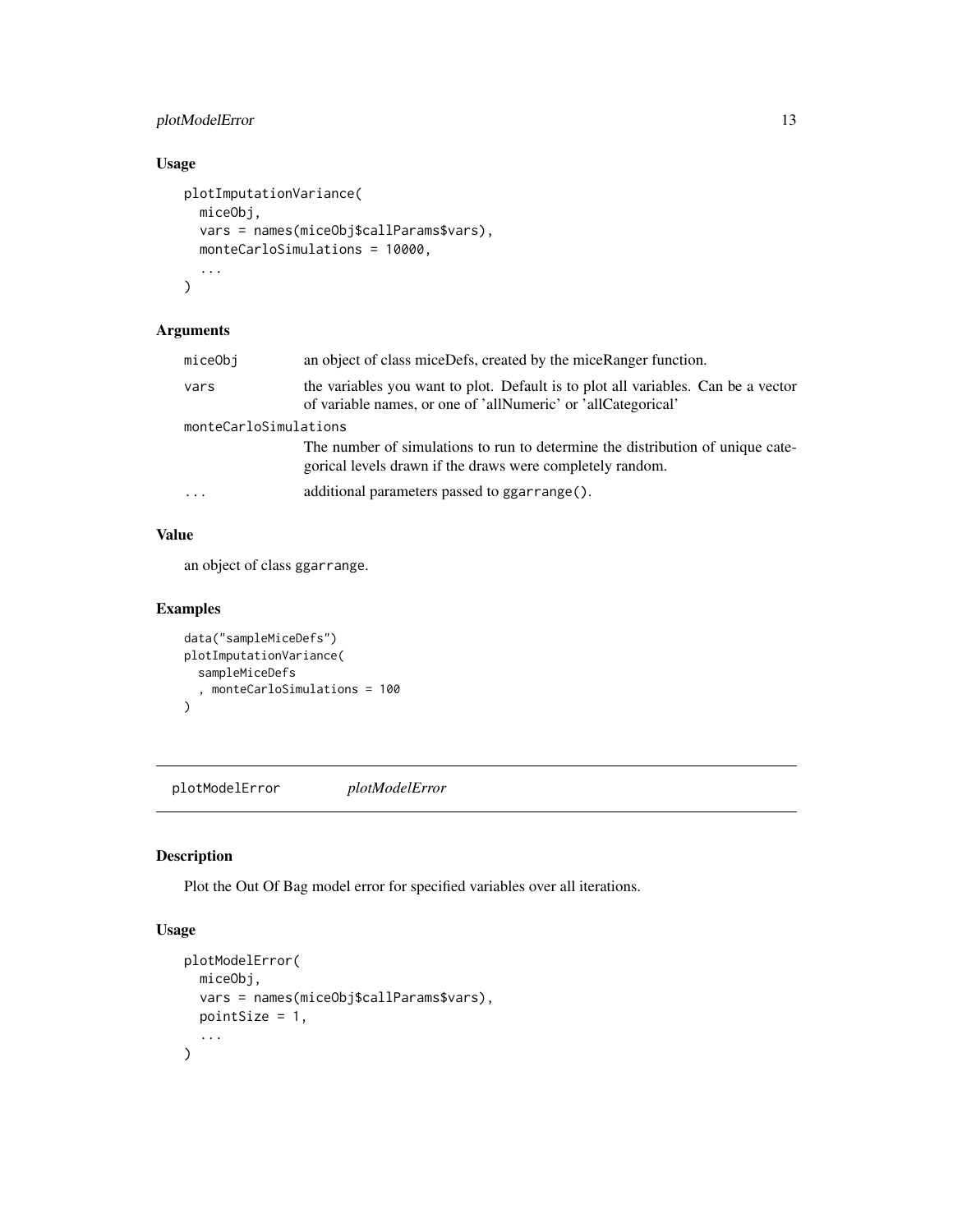### Usage

```
plotImputationVariance(
  miceObj,
  vars = names(miceObj$callParams$vars),
  monteCarloSimulations = 10000,
  ...
)
```

### Arguments

| | |
|---|---|
| `miceObj` | an object of class miceDefs, created by the miceRanger function. |
| `vars` | the variables you want to plot. Default is to plot all variables. Can be a vector of variable names, or one of 'allNumeric' or 'allCategorical' |
| `monteCarloSimulations` | The number of simulations to run to determine the distribution of unique categorical levels drawn if the draws were completely random. |
| `...` | additional parameters passed to `ggarrange()`. |

### Value

an object of class `ggarrange`.

### Examples

```
data("sampleMiceDefs")
plotImputationVariance(
  sampleMiceDefs
  , monteCarloSimulations = 100
)
```

---

## plotModelError &nbsp;&nbsp;&nbsp; *plotModelError*

---

### Description

Plot the Out Of Bag model error for specified variables over all iterations.

### Usage

```
plotModelError(
  miceObj,
  vars = names(miceObj$callParams$vars),
  pointSize = 1,
  ...
)
```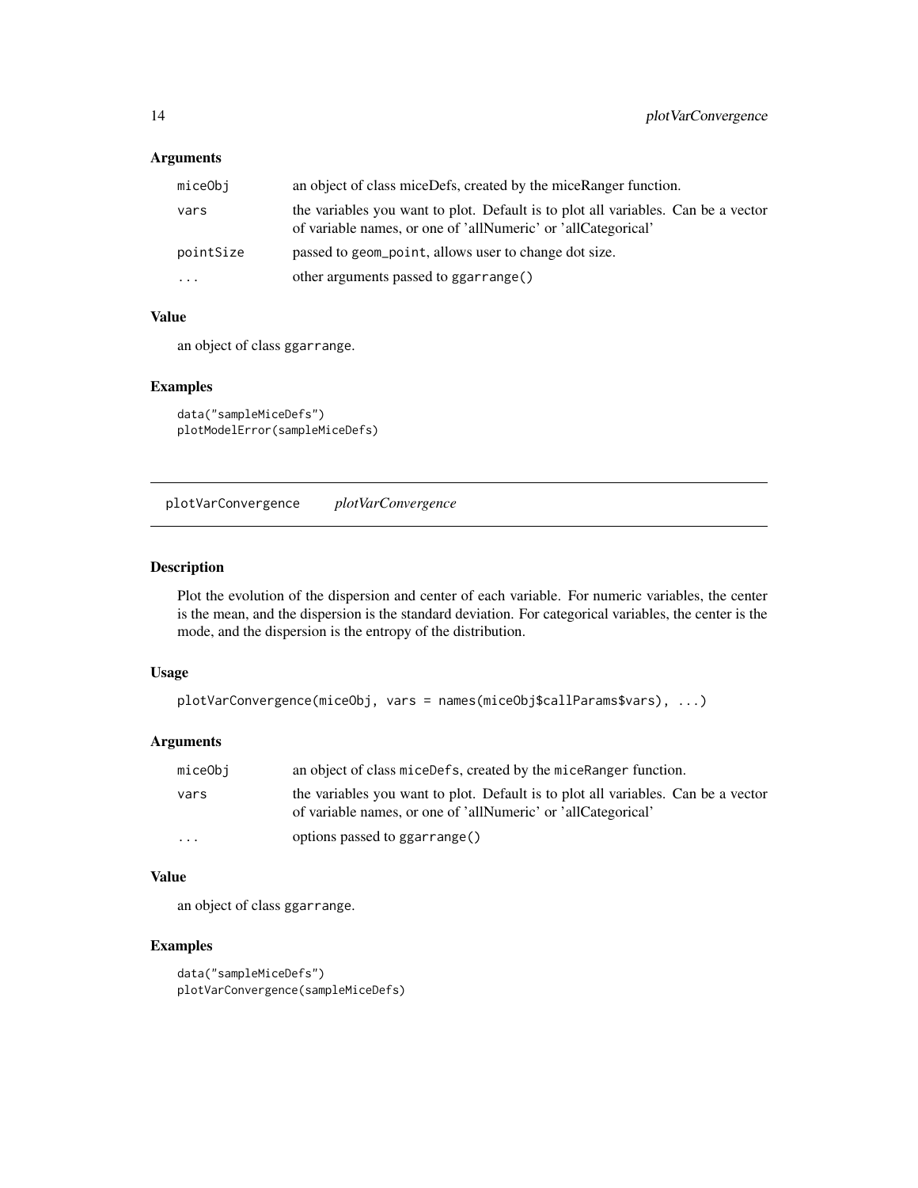### Arguments

| | |
|---|---|
| miceObj | an object of class miceDefs, created by the miceRanger function. |
| vars | the variables you want to plot. Default is to plot all variables. Can be a vector of variable names, or one of 'allNumeric' or 'allCategorical' |
| pointSize | passed to geom_point, allows user to change dot size. |
| ... | other arguments passed to ggarrange() |

### Value

an object of class ggarrange.

### Examples

```
data("sampleMiceDefs")
plotModelError(sampleMiceDefs)
```

---

## plotVarConvergence *plotVarConvergence*

---

### Description

Plot the evolution of the dispersion and center of each variable. For numeric variables, the center is the mean, and the dispersion is the standard deviation. For categorical variables, the center is the mode, and the dispersion is the entropy of the distribution.

### Usage

```
plotVarConvergence(miceObj, vars = names(miceObj$callParams$vars), ...)
```

### Arguments

| | |
|---|---|
| miceObj | an object of class miceDefs, created by the miceRanger function. |
| vars | the variables you want to plot. Default is to plot all variables. Can be a vector of variable names, or one of 'allNumeric' or 'allCategorical' |
| ... | options passed to ggarrange() |

### Value

an object of class ggarrange.

### Examples

```
data("sampleMiceDefs")
plotVarConvergence(sampleMiceDefs)
```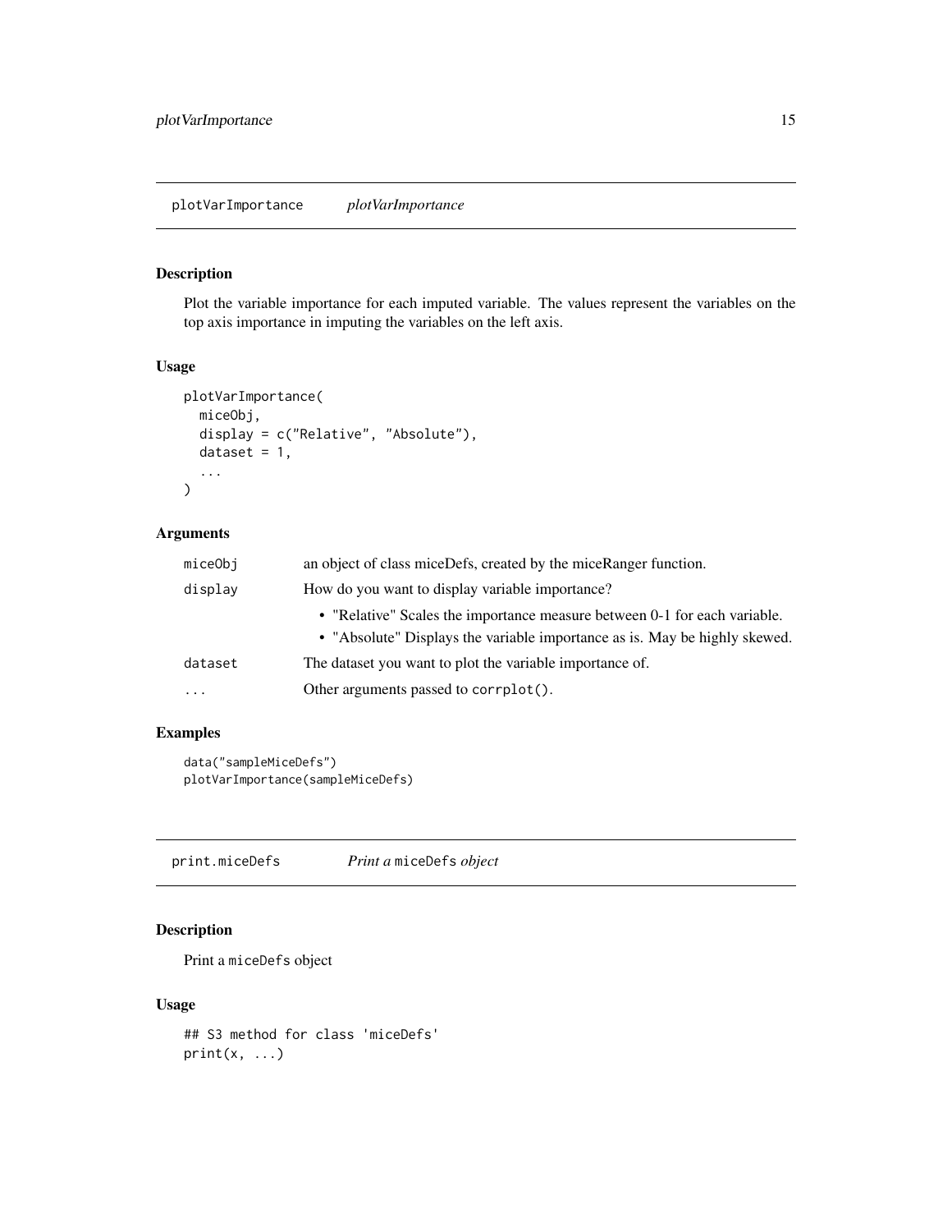## plotVarImportance *plotVarImportance*

### Description

Plot the variable importance for each imputed variable. The values represent the variables on the top axis importance in imputing the variables on the left axis.

### Usage

```
plotVarImportance(
  miceObj,
  display = c("Relative", "Absolute"),
  dataset = 1,
  ...
)
```

### Arguments

| | |
|---|---|
| `miceObj` | an object of class miceDefs, created by the miceRanger function. |
| `display` | How do you want to display variable importance?<br>• "Relative" Scales the importance measure between 0-1 for each variable.<br>• "Absolute" Displays the variable importance as is. May be highly skewed. |
| `dataset` | The dataset you want to plot the variable importance of. |
| `...` | Other arguments passed to `corrplot()`. |

### Examples

```
data("sampleMiceDefs")
plotVarImportance(sampleMiceDefs)
```

## print.miceDefs *Print a* `miceDefs` *object*

### Description

Print a `miceDefs` object

### Usage

```
## S3 method for class 'miceDefs'
print(x, ...)
```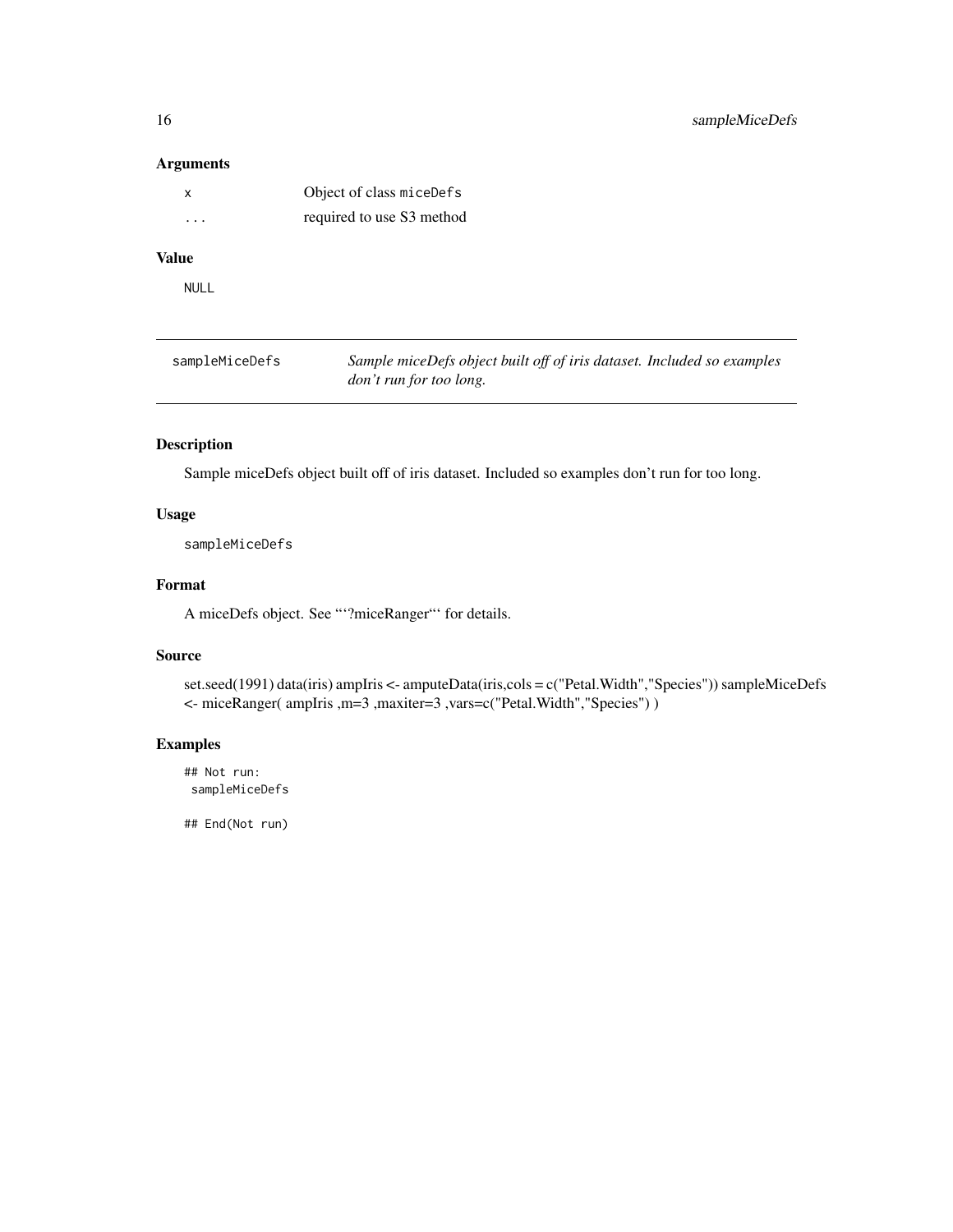## Arguments

| | |
|---|---|
| x | Object of class miceDefs |
| ... | required to use S3 method |

## Value

NULL

---

# sampleMiceDefs — *Sample miceDefs object built off of iris dataset. Included so examples don't run for too long.*

## Description

Sample miceDefs object built off of iris dataset. Included so examples don't run for too long.

## Usage

```
sampleMiceDefs
```

## Format

A miceDefs object. See "'?miceRanger"' for details.

## Source

set.seed(1991) data(iris) ampIris <- amputeData(iris,cols = c("Petal.Width","Species")) sampleMiceDefs <- miceRanger( ampIris ,m=3 ,maxiter=3 ,vars=c("Petal.Width","Species") )

## Examples

```
## Not run:
 sampleMiceDefs

## End(Not run)
```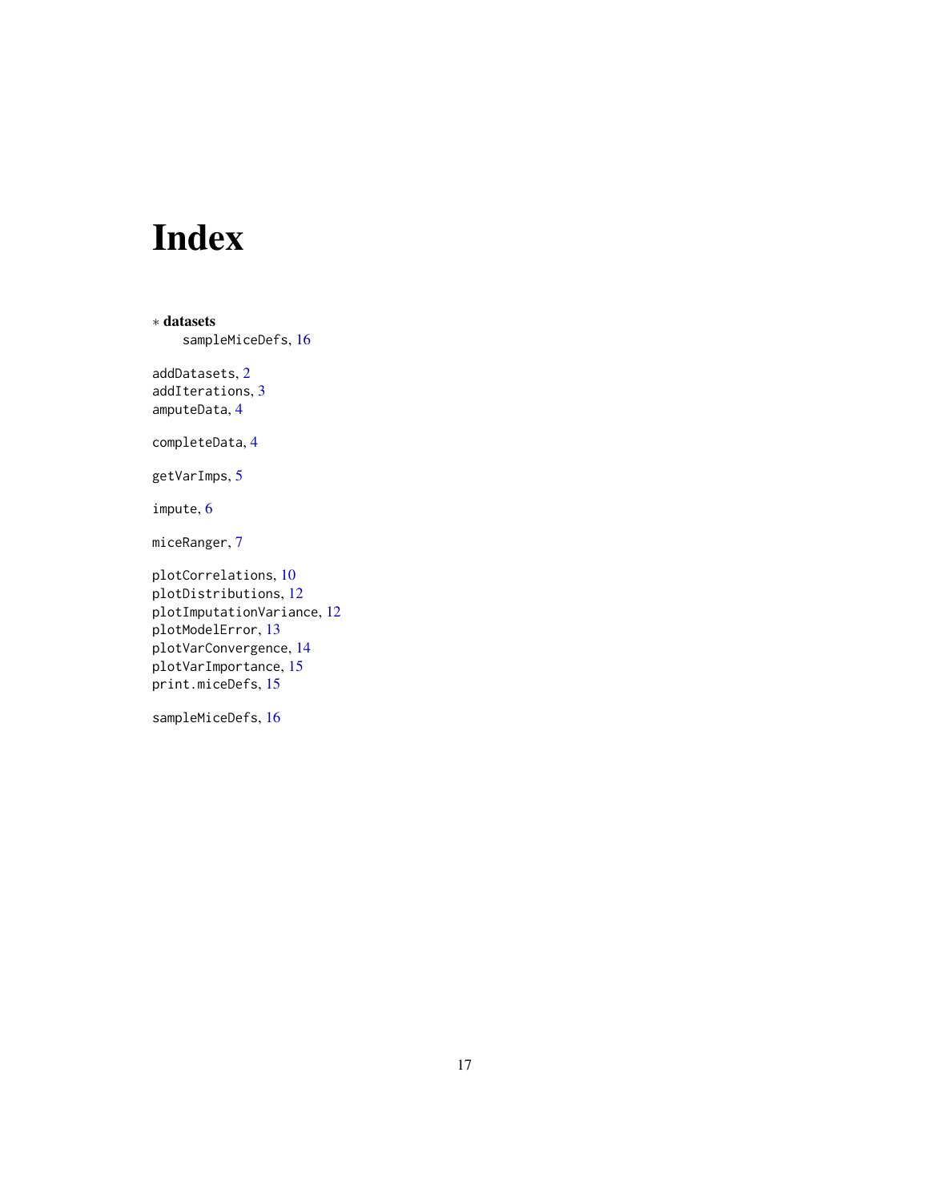# Index

∗ **datasets**
    sampleMiceDefs, 16

addDatasets, 2
addIterations, 3
amputeData, 4

completeData, 4

getVarImps, 5

impute, 6

miceRanger, 7

plotCorrelations, 10
plotDistributions, 12
plotImputationVariance, 12
plotModelError, 13
plotVarConvergence, 14
plotVarImportance, 15
print.miceDefs, 15

sampleMiceDefs, 16